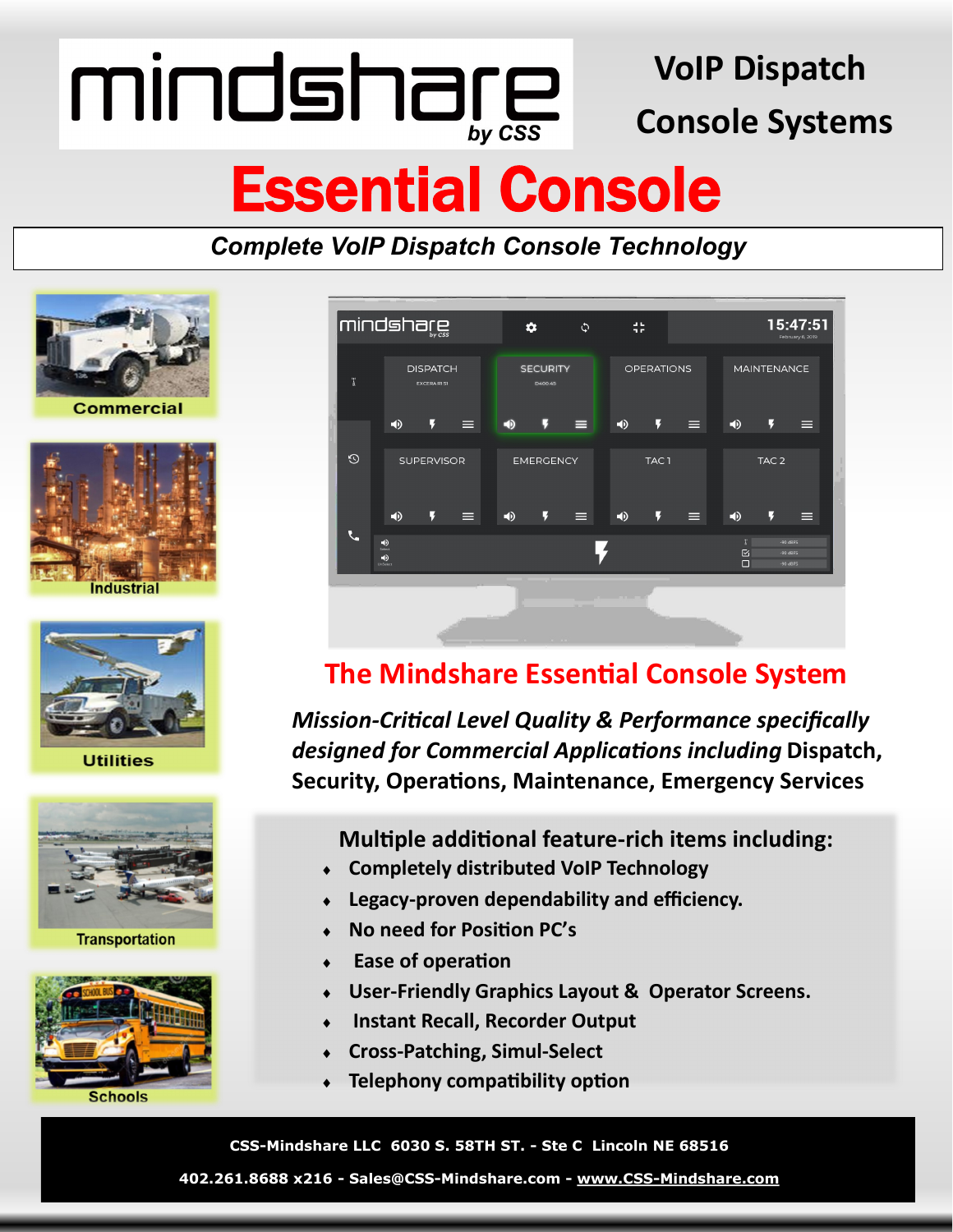# mindshare by CSS

## VoIP Dispatch Console Systems

# Essential Console

***Complete VoIP Dispatch Console Technology***

Commercial

Industrial

Utilities

Transportation

Schools

## The Mindshare Essential Console System

***Mission-Critical Level Quality & Performance specifically designed for Commercial Applications including*** **Dispatch, Security, Operations, Maintenance, Emergency Services**

**Multiple additional feature-rich items including:**

- **Completely distributed VoIP Technology**
- **Legacy-proven dependability and efficiency.**
- **No need for Position PC's**
- **Ease of operation**
- **User-Friendly Graphics Layout & Operator Screens.**
- **Instant Recall, Recorder Output**
- **Cross-Patching, Simul-Select**
- **Telephony compatibility option**

**CSS-Mindshare LLC 6030 S. 58TH ST. - Ste C Lincoln NE 68516**

**402.261.8688 x216 - Sales@CSS-Mindshare.com - www.CSS-Mindshare.com**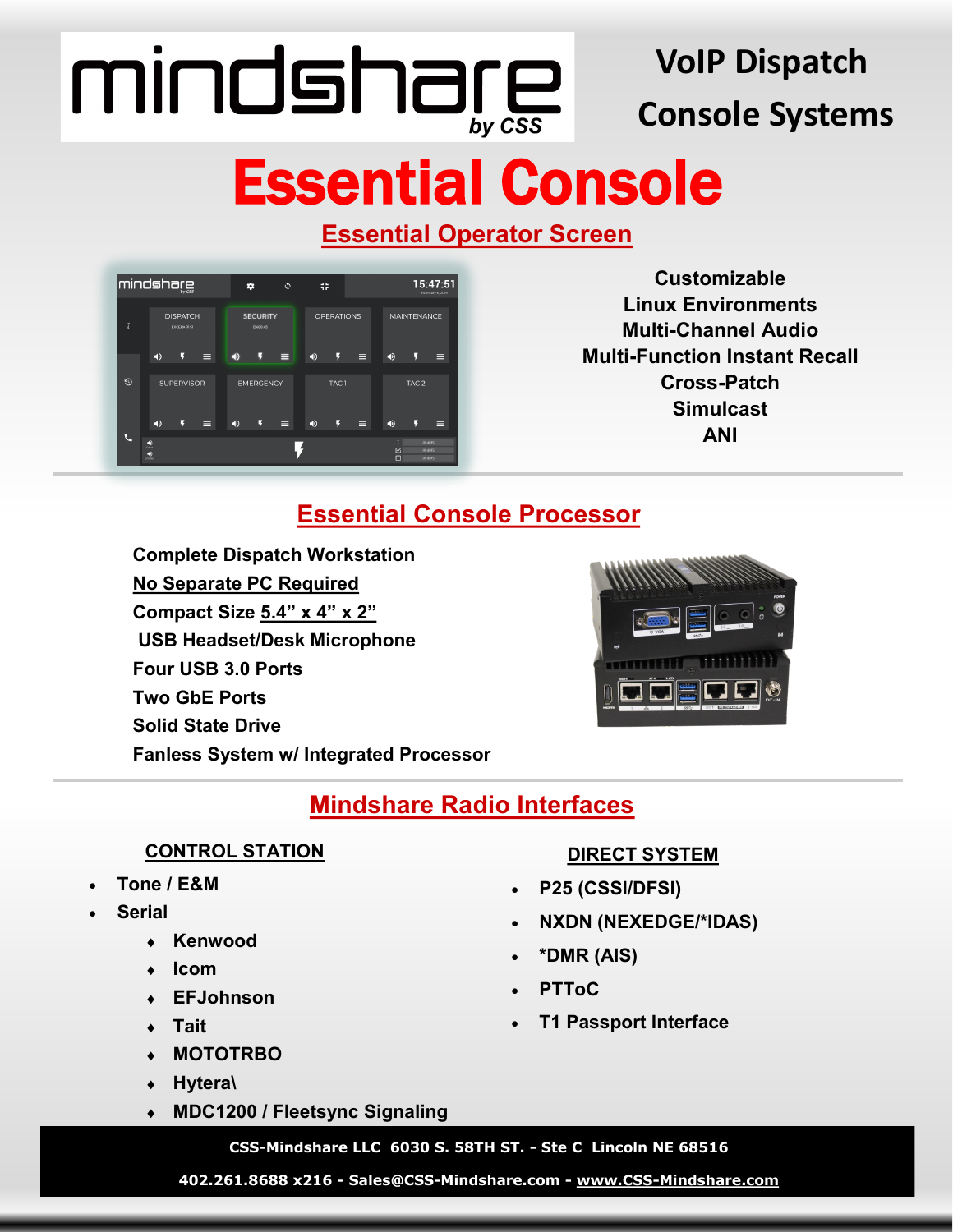mindshare *by CSS*

# VoIP Dispatch Console Systems

# Essential Console

## Essential Operator Screen

**Customizable**
**Linux Environments**
**Multi-Channel Audio**
**Multi-Function Instant Recall**
**Cross-Patch**
**Simulcast**
**ANI**

## Essential Console Processor

**Complete Dispatch Workstation**
**No Separate PC Required**
**Compact Size 5.4" x 4" x 2"**
**USB Headset/Desk Microphone**
**Four USB 3.0 Ports**
**Two GbE Ports**
**Solid State Drive**
**Fanless System w/ Integrated Processor**

## Mindshare Radio Interfaces

### CONTROL STATION

- **Tone / E&M**
- **Serial**
  - **Kenwood**
  - **Icom**
  - **EFJohnson**
  - **Tait**
  - **MOTOTRBO**
  - **Hytera\**
  - **MDC1200 / Fleetsync Signaling**

### DIRECT SYSTEM

- **P25 (CSSI/DFSI)**
- **NXDN (NEXEDGE/*IDAS)**
- ***DMR (AIS)**
- **PTToC**
- **T1 Passport Interface**

**CSS-Mindshare LLC 6030 S. 58TH ST. - Ste C Lincoln NE 68516**

**402.261.8688 x216 - Sales@CSS-Mindshare.com - www.CSS-Mindshare.com**